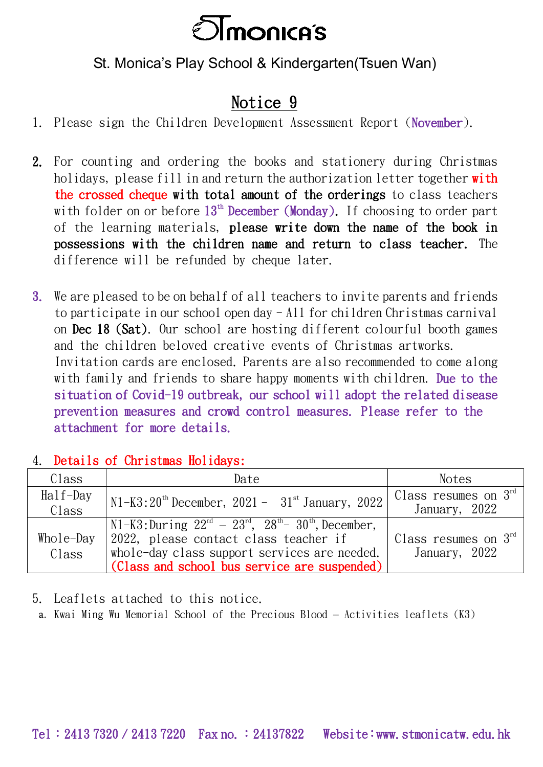# StMonica's

St. Monica's Play School & Kindergarten(Tsuen Wan)

## Notice 9

1. Please sign the Children Development Assessment Report (November).

2. For counting and ordering the books and stationery during Christmas holidays, please fill in and return the authorization letter together **with the crossed cheque with total amount of the orderings** to class teachers with folder on or before 13th December (Monday). If choosing to order part of the learning materials, **please write down the name of the book in possessions with the children name and return to class teacher.** The difference will be refunded by cheque later.

3. We are pleased to be on behalf of all teachers to invite parents and friends to participate in our school open day – All for children Christmas carnival on **Dec 18 (Sat)**. Our school are hosting different colourful booth games and the children beloved creative events of Christmas artworks. Invitation cards are enclosed. Parents are also recommended to come along with family and friends to share happy moments with children. **Due to the situation of Covid-19 outbreak, our school will adopt the related disease prevention measures and crowd control measures. Please refer to the attachment for more details.**

4. **Details of Christmas Holidays:**

| Class | Date | Notes |
|---|---|---|
| Half-Day Class | N1-K3:20th December, 2021 – 31st January, 2022 | Class resumes on 3rd January, 2022 |
| Whole-Day Class | N1-K3:During 22nd – 23rd, 28th– 30th, December, 2022, please contact class teacher if whole-day class support services are needed. (Class and school bus service are suspended) | Class resumes on 3rd January, 2022 |

5. Leaflets attached to this notice.
   a. Kwai Ming Wu Memorial School of the Precious Blood – Activities leaflets (K3)

Tel：2413 7320 / 2413 7220　Fax no. ：24137822　Website:www.stmonicatw.edu.hk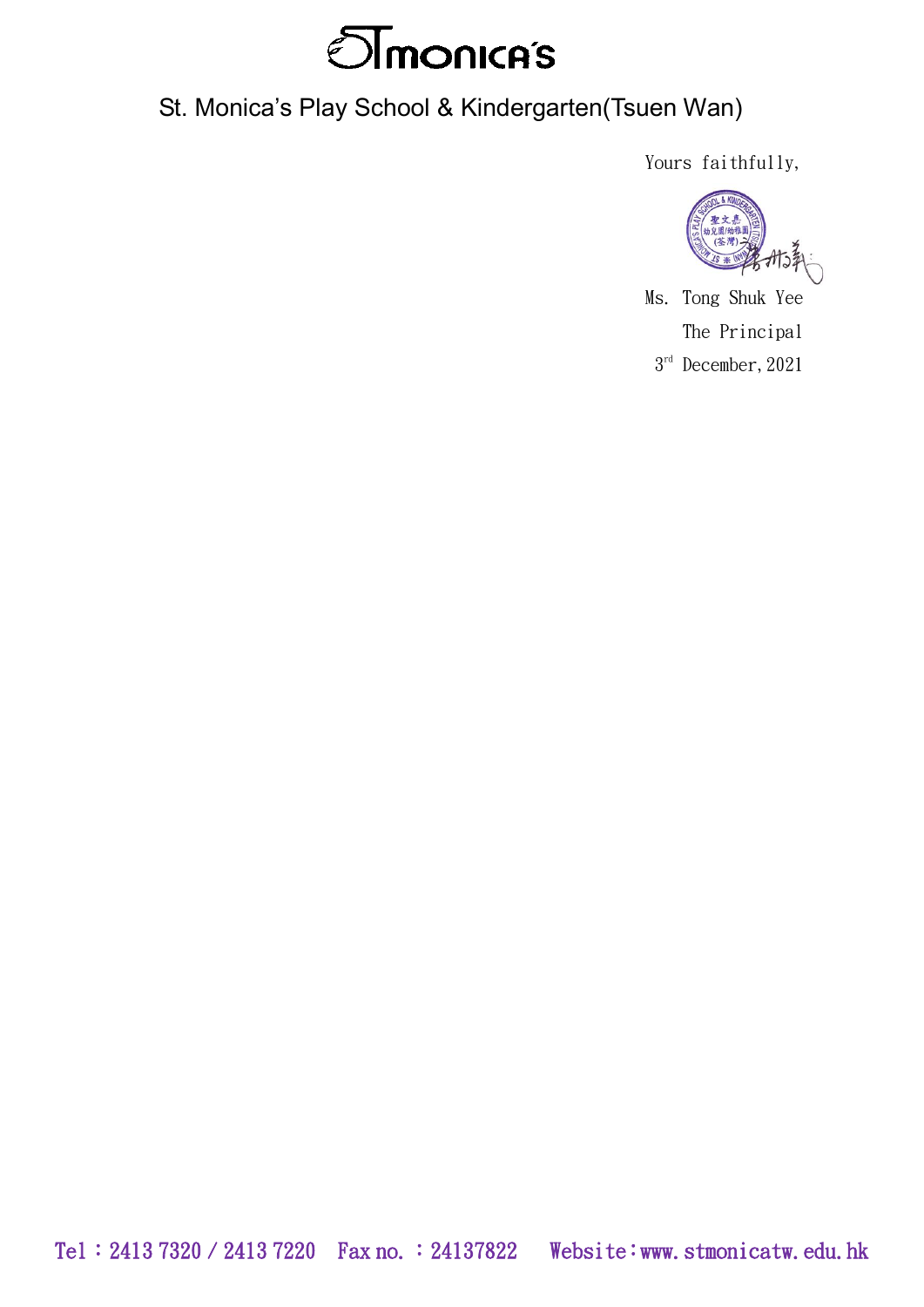St. Monica's Play School & Kindergarten(Tsuen Wan)

Yours faithfully,

Ms. Tong Shuk Yee

The Principal

3rd December, 2021

Tel：2413 7320 / 2413 7220　Fax no. ：24137822　Website:www.stmonicatw.edu.hk